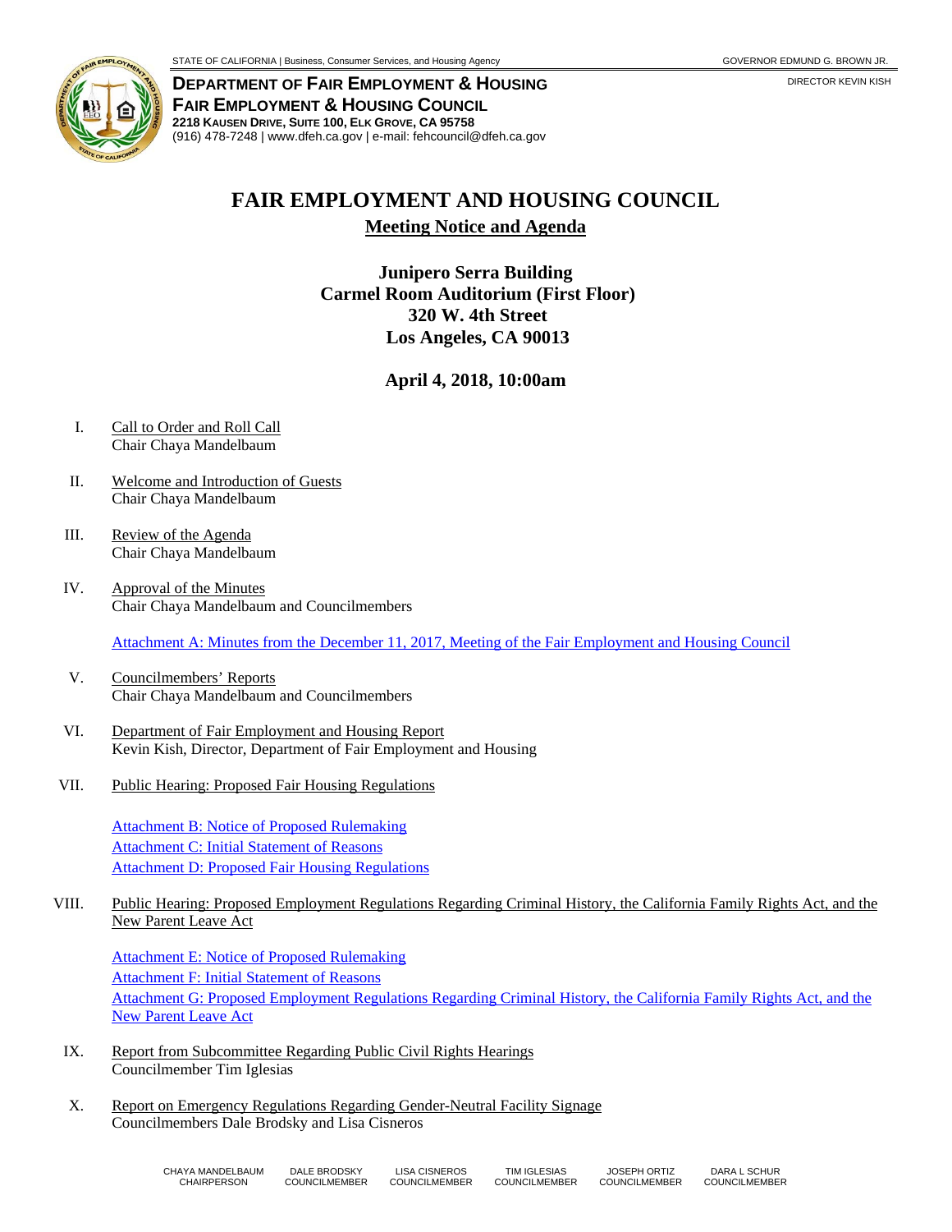STATE OF CALIFORNIA | Business, Consumer Services, and Housing Agency — GOVERNOR EDMUND G. BROWN JR.

**DEPARTMENT OF FAIR EMPLOYMENT & HOUSING**
**FAIR EMPLOYMENT & HOUSING COUNCIL**
**2218 KAUSEN DRIVE, SUITE 100, ELK GROVE, CA 95758**
(916) 478-7248 | www.dfeh.ca.gov | e-mail: fehcouncil@dfeh.ca.gov

DIRECTOR KEVIN KISH

# FAIR EMPLOYMENT AND HOUSING COUNCIL

## Meeting Notice and Agenda

**Junipero Serra Building**
**Carmel Room Auditorium (First Floor)**
**320 W. 4th Street**
**Los Angeles, CA 90013**

**April 4, 2018, 10:00am**

I. Call to Order and Roll Call
Chair Chaya Mandelbaum

II. Welcome and Introduction of Guests
Chair Chaya Mandelbaum

III. Review of the Agenda
Chair Chaya Mandelbaum

IV. Approval of the Minutes
Chair Chaya Mandelbaum and Councilmembers

Attachment A: Minutes from the December 11, 2017, Meeting of the Fair Employment and Housing Council

V. Councilmembers' Reports
Chair Chaya Mandelbaum and Councilmembers

VI. Department of Fair Employment and Housing Report
Kevin Kish, Director, Department of Fair Employment and Housing

VII. Public Hearing: Proposed Fair Housing Regulations

Attachment B: Notice of Proposed Rulemaking
Attachment C: Initial Statement of Reasons
Attachment D: Proposed Fair Housing Regulations

VIII. Public Hearing: Proposed Employment Regulations Regarding Criminal History, the California Family Rights Act, and the New Parent Leave Act

Attachment E: Notice of Proposed Rulemaking
Attachment F: Initial Statement of Reasons
Attachment G: Proposed Employment Regulations Regarding Criminal History, the California Family Rights Act, and the New Parent Leave Act

IX. Report from Subcommittee Regarding Public Civil Rights Hearings
Councilmember Tim Iglesias

X. Report on Emergency Regulations Regarding Gender-Neutral Facility Signage
Councilmembers Dale Brodsky and Lisa Cisneros

CHAYA MANDELBAUM, CHAIRPERSON | DALE BRODSKY, COUNCILMEMBER | LISA CISNEROS, COUNCILMEMBER | TIM IGLESIAS, COUNCILMEMBER | JOSEPH ORTIZ, COUNCILMEMBER | DARA L SCHUR, COUNCILMEMBER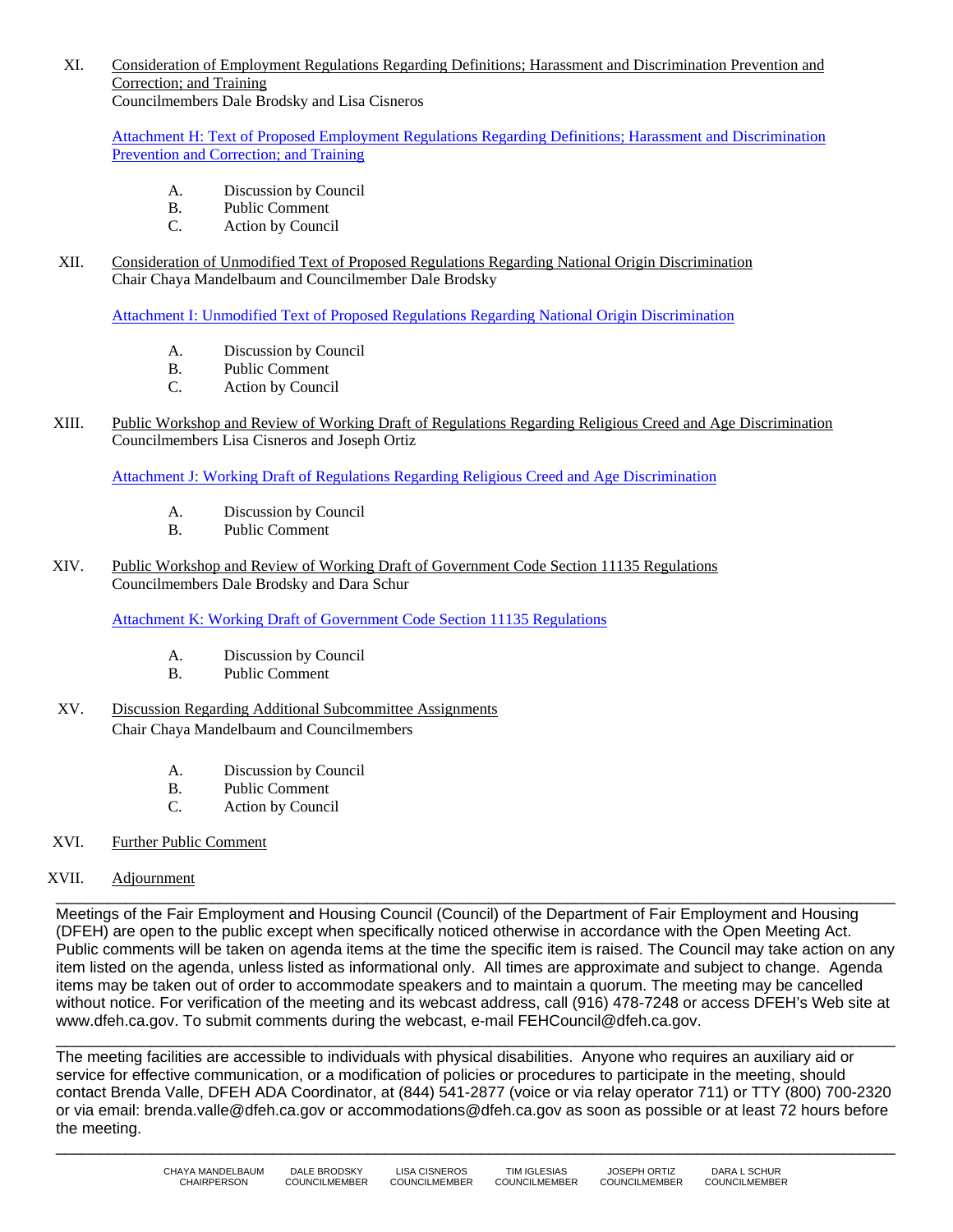XI. Consideration of Employment Regulations Regarding Definitions; Harassment and Discrimination Prevention and Correction; and Training
Councilmembers Dale Brodsky and Lisa Cisneros

Attachment H: Text of Proposed Employment Regulations Regarding Definitions; Harassment and Discrimination Prevention and Correction; and Training

A. Discussion by Council
B. Public Comment
C. Action by Council

XII. Consideration of Unmodified Text of Proposed Regulations Regarding National Origin Discrimination
Chair Chaya Mandelbaum and Councilmember Dale Brodsky

Attachment I: Unmodified Text of Proposed Regulations Regarding National Origin Discrimination

A. Discussion by Council
B. Public Comment
C. Action by Council

XIII. Public Workshop and Review of Working Draft of Regulations Regarding Religious Creed and Age Discrimination
Councilmembers Lisa Cisneros and Joseph Ortiz

Attachment J: Working Draft of Regulations Regarding Religious Creed and Age Discrimination

A. Discussion by Council
B. Public Comment

XIV. Public Workshop and Review of Working Draft of Government Code Section 11135 Regulations
Councilmembers Dale Brodsky and Dara Schur

Attachment K: Working Draft of Government Code Section 11135 Regulations

A. Discussion by Council
B. Public Comment

XV. Discussion Regarding Additional Subcommittee Assignments
Chair Chaya Mandelbaum and Councilmembers

A. Discussion by Council
B. Public Comment
C. Action by Council

XVI. Further Public Comment

XVII. Adjournment

---

Meetings of the Fair Employment and Housing Council (Council) of the Department of Fair Employment and Housing (DFEH) are open to the public except when specifically noticed otherwise in accordance with the Open Meeting Act. Public comments will be taken on agenda items at the time the specific item is raised. The Council may take action on any item listed on the agenda, unless listed as informational only. All times are approximate and subject to change. Agenda items may be taken out of order to accommodate speakers and to maintain a quorum. The meeting may be cancelled without notice. For verification of the meeting and its webcast address, call (916) 478-7248 or access DFEH's Web site at www.dfeh.ca.gov. To submit comments during the webcast, e-mail FEHCouncil@dfeh.ca.gov.

---

The meeting facilities are accessible to individuals with physical disabilities. Anyone who requires an auxiliary aid or service for effective communication, or a modification of policies or procedures to participate in the meeting, should contact Brenda Valle, DFEH ADA Coordinator, at (844) 541-2877 (voice or via relay operator 711) or TTY (800) 700-2320 or via email: brenda.valle@dfeh.ca.gov or accommodations@dfeh.ca.gov as soon as possible or at least 72 hours before the meeting.

---

| | | | | | |
|---|---|---|---|---|---|
| CHAYA MANDELBAUM<br>CHAIRPERSON | DALE BRODSKY<br>COUNCILMEMBER | LISA CISNEROS<br>COUNCILMEMBER | TIM IGLESIAS<br>COUNCILMEMBER | JOSEPH ORTIZ<br>COUNCILMEMBER | DARA L SCHUR<br>COUNCILMEMBER |